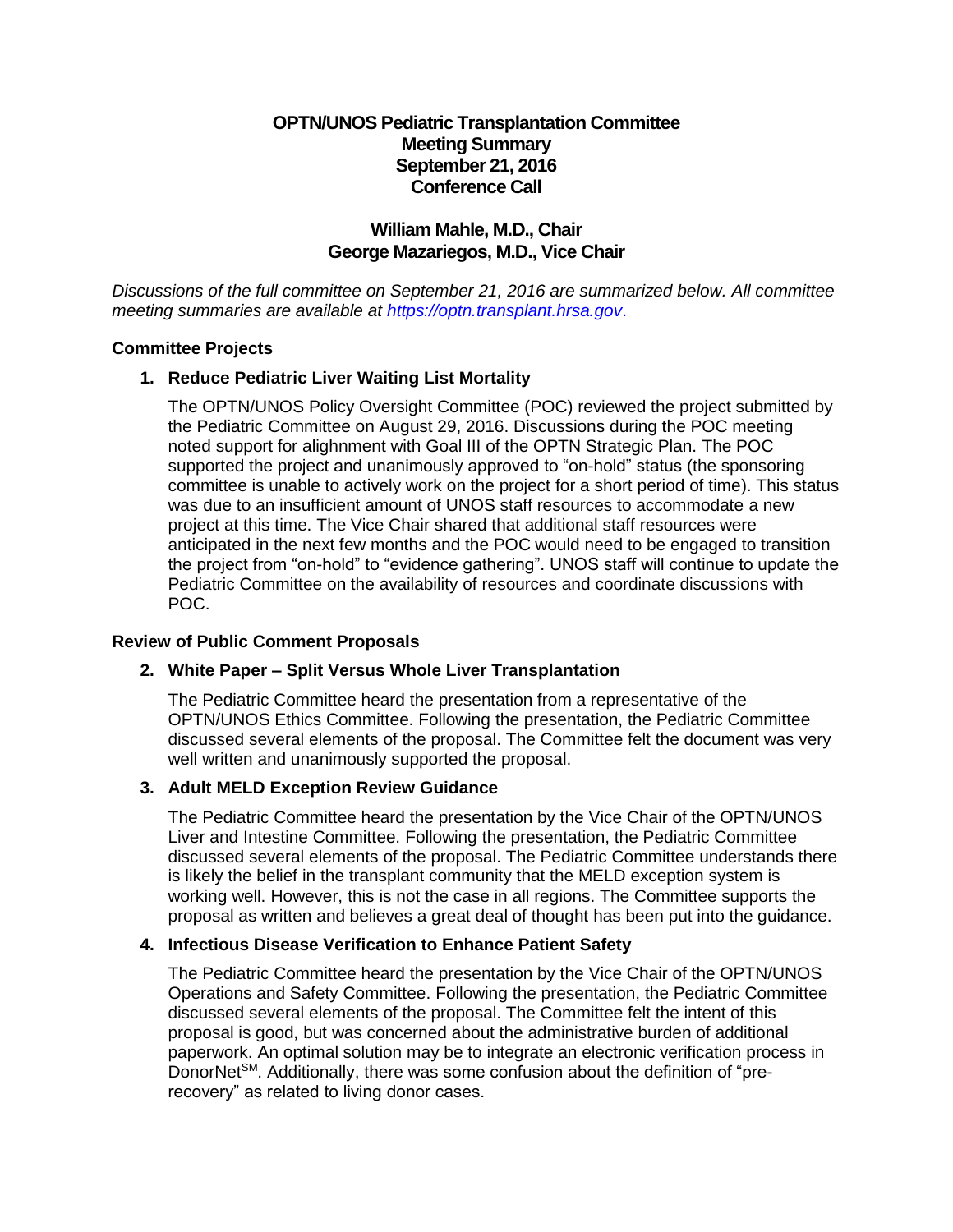# OPTN/UNOS Pediatric Transplantation Committee
## Meeting Summary
## September 21, 2016
## Conference Call

### William Mahle, M.D., Chair
### George Mazariegos, M.D., Vice Chair

*Discussions of the full committee on September 21, 2016 are summarized below. All committee meeting summaries are available at https://optn.transplant.hrsa.gov.*

**Committee Projects**

1. **Reduce Pediatric Liver Waiting List Mortality**

   The OPTN/UNOS Policy Oversight Committee (POC) reviewed the project submitted by the Pediatric Committee on August 29, 2016. Discussions during the POC meeting noted support for alighnment with Goal III of the OPTN Strategic Plan. The POC supported the project and unanimously approved to "on-hold" status (the sponsoring committee is unable to actively work on the project for a short period of time). This status was due to an insufficient amount of UNOS staff resources to accommodate a new project at this time. The Vice Chair shared that additional staff resources were anticipated in the next few months and the POC would need to be engaged to transition the project from "on-hold" to "evidence gathering". UNOS staff will continue to update the Pediatric Committee on the availability of resources and coordinate discussions with POC.

**Review of Public Comment Proposals**

2. **White Paper – Split Versus Whole Liver Transplantation**

   The Pediatric Committee heard the presentation from a representative of the OPTN/UNOS Ethics Committee. Following the presentation, the Pediatric Committee discussed several elements of the proposal. The Committee felt the document was very well written and unanimously supported the proposal.

3. **Adult MELD Exception Review Guidance**

   The Pediatric Committee heard the presentation by the Vice Chair of the OPTN/UNOS Liver and Intestine Committee. Following the presentation, the Pediatric Committee discussed several elements of the proposal. The Pediatric Committee understands there is likely the belief in the transplant community that the MELD exception system is working well. However, this is not the case in all regions. The Committee supports the proposal as written and believes a great deal of thought has been put into the guidance.

4. **Infectious Disease Verification to Enhance Patient Safety**

   The Pediatric Committee heard the presentation by the Vice Chair of the OPTN/UNOS Operations and Safety Committee. Following the presentation, the Pediatric Committee discussed several elements of the proposal. The Committee felt the intent of this proposal is good, but was concerned about the administrative burden of additional paperwork. An optimal solution may be to integrate an electronic verification process in DonorNet[SM]. Additionally, there was some confusion about the definition of "pre-recovery" as related to living donor cases.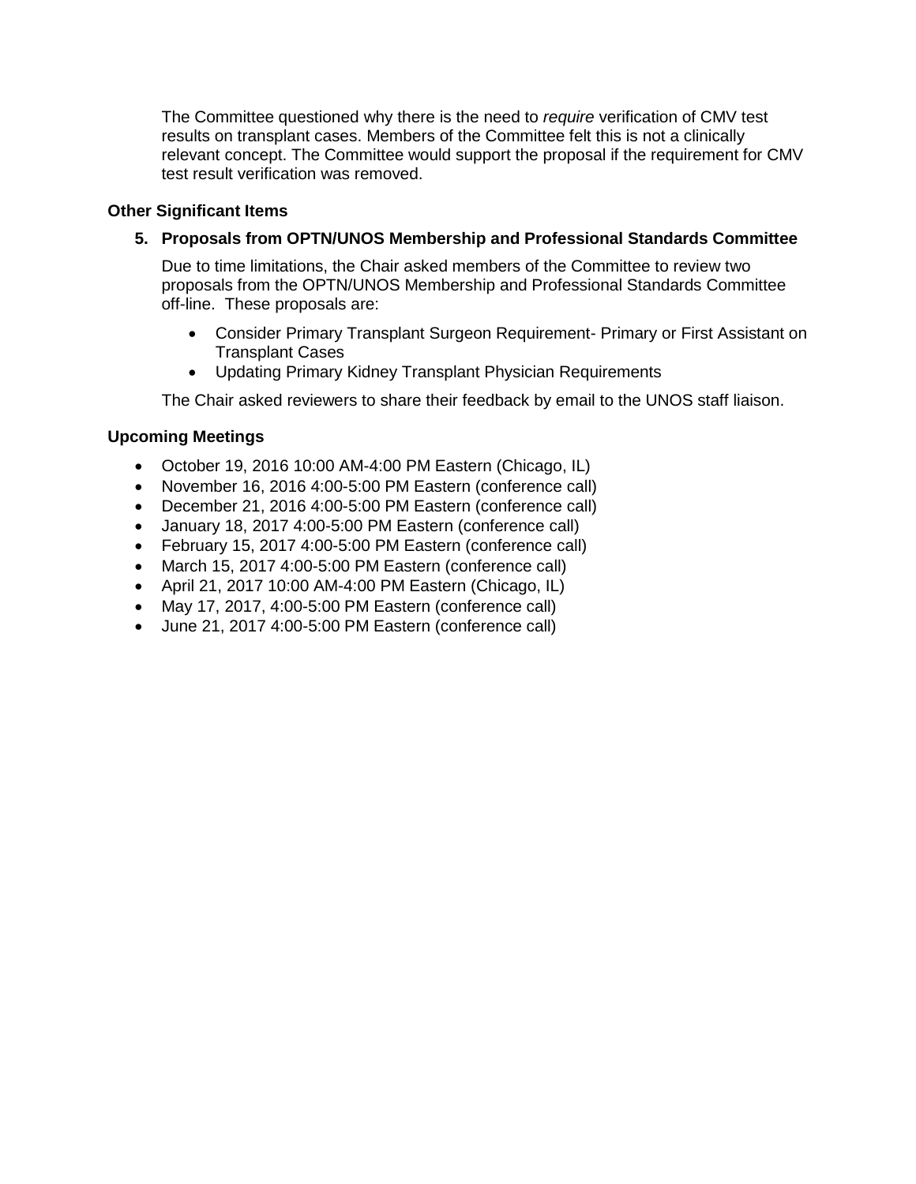The Committee questioned why there is the need to *require* verification of CMV test results on transplant cases. Members of the Committee felt this is not a clinically relevant concept. The Committee would support the proposal if the requirement for CMV test result verification was removed.

### Other Significant Items

**5. Proposals from OPTN/UNOS Membership and Professional Standards Committee**

Due to time limitations, the Chair asked members of the Committee to review two proposals from the OPTN/UNOS Membership and Professional Standards Committee off-line. These proposals are:

- Consider Primary Transplant Surgeon Requirement- Primary or First Assistant on Transplant Cases
- Updating Primary Kidney Transplant Physician Requirements

The Chair asked reviewers to share their feedback by email to the UNOS staff liaison.

### Upcoming Meetings

- October 19, 2016 10:00 AM-4:00 PM Eastern (Chicago, IL)
- November 16, 2016 4:00-5:00 PM Eastern (conference call)
- December 21, 2016 4:00-5:00 PM Eastern (conference call)
- January 18, 2017 4:00-5:00 PM Eastern (conference call)
- February 15, 2017 4:00-5:00 PM Eastern (conference call)
- March 15, 2017 4:00-5:00 PM Eastern (conference call)
- April 21, 2017 10:00 AM-4:00 PM Eastern (Chicago, IL)
- May 17, 2017, 4:00-5:00 PM Eastern (conference call)
- June 21, 2017 4:00-5:00 PM Eastern (conference call)